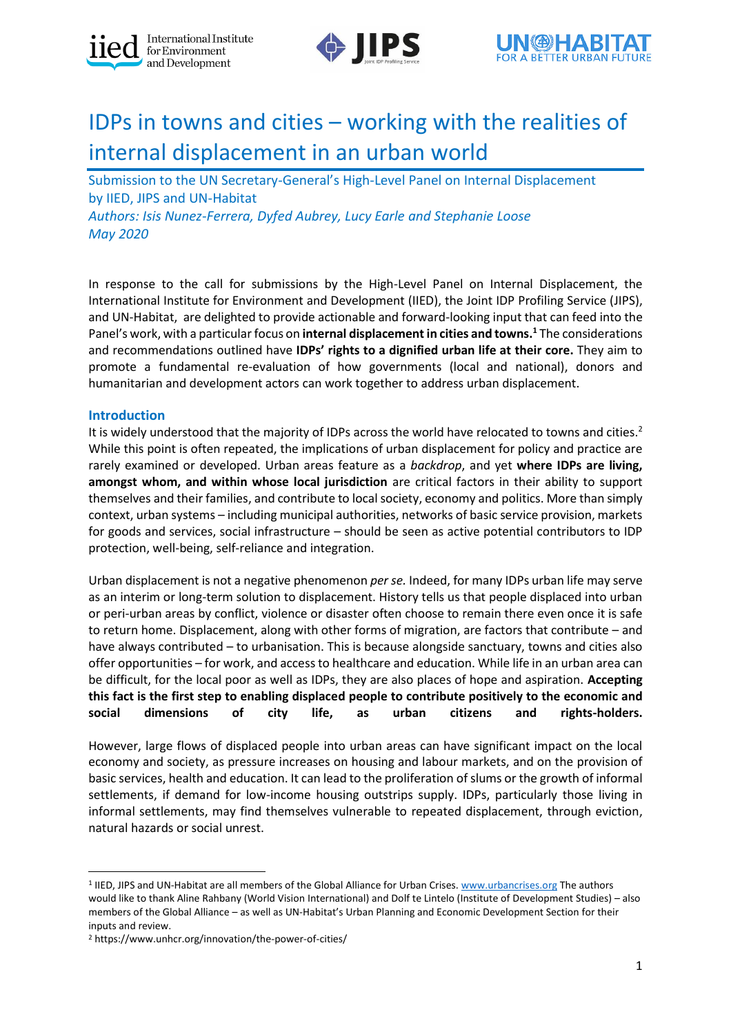# IDPs in towns and cities – working with the realities of internal displacement in an urban world

Submission to the UN Secretary-General's High-Level Panel on Internal Displacement by IIED, JIPS and UN-Habitat

*Authors: Isis Nunez-Ferrera, Dyfed Aubrey, Lucy Earle and Stephanie Loose*

*May 2020*

In response to the call for submissions by the High-Level Panel on Internal Displacement, the International Institute for Environment and Development (IIED), the Joint IDP Profiling Service (JIPS), and UN-Habitat, are delighted to provide actionable and forward-looking input that can feed into the Panel's work, with a particular focus on **internal displacement in cities and towns.**[1] The considerations and recommendations outlined have **IDPs' rights to a dignified urban life at their core.** They aim to promote a fundamental re-evaluation of how governments (local and national), donors and humanitarian and development actors can work together to address urban displacement.

## Introduction

It is widely understood that the majority of IDPs across the world have relocated to towns and cities.[2] While this point is often repeated, the implications of urban displacement for policy and practice are rarely examined or developed. Urban areas feature as a *backdrop*, and yet **where IDPs are living, amongst whom, and within whose local jurisdiction** are critical factors in their ability to support themselves and their families, and contribute to local society, economy and politics. More than simply context, urban systems – including municipal authorities, networks of basic service provision, markets for goods and services, social infrastructure – should be seen as active potential contributors to IDP protection, well-being, self-reliance and integration.

Urban displacement is not a negative phenomenon *per se*. Indeed, for many IDPs urban life may serve as an interim or long-term solution to displacement. History tells us that people displaced into urban or peri-urban areas by conflict, violence or disaster often choose to remain there even once it is safe to return home. Displacement, along with other forms of migration, are factors that contribute – and have always contributed – to urbanisation. This is because alongside sanctuary, towns and cities also offer opportunities – for work, and access to healthcare and education. While life in an urban area can be difficult, for the local poor as well as IDPs, they are also places of hope and aspiration. **Accepting this fact is the first step to enabling displaced people to contribute positively to the economic and social dimensions of city life, as urban citizens and rights-holders.**

However, large flows of displaced people into urban areas can have significant impact on the local economy and society, as pressure increases on housing and labour markets, and on the provision of basic services, health and education. It can lead to the proliferation of slums or the growth of informal settlements, if demand for low-income housing outstrips supply. IDPs, particularly those living in informal settlements, may find themselves vulnerable to repeated displacement, through eviction, natural hazards or social unrest.

---

[1] IIED, JIPS and UN-Habitat are all members of the Global Alliance for Urban Crises. www.urbancrises.org The authors would like to thank Aline Rahbany (World Vision International) and Dolf te Lintelo (Institute of Development Studies) – also members of the Global Alliance – as well as UN-Habitat's Urban Planning and Economic Development Section for their inputs and review.

[2] https://www.unhcr.org/innovation/the-power-of-cities/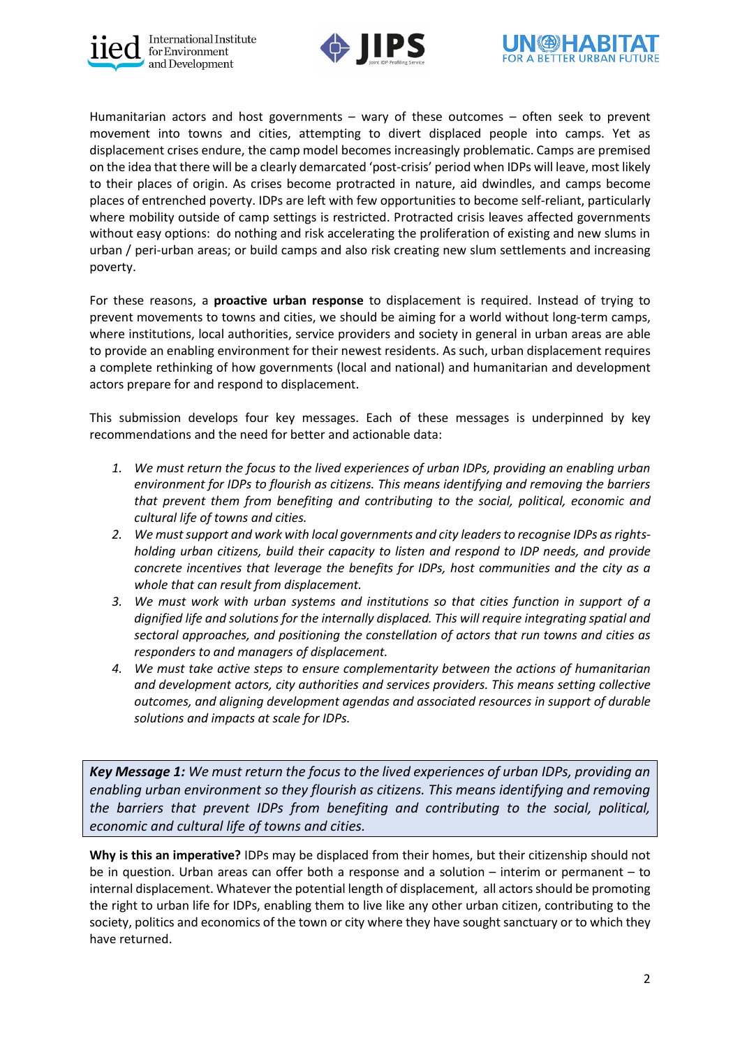Humanitarian actors and host governments – wary of these outcomes – often seek to prevent movement into towns and cities, attempting to divert displaced people into camps. Yet as displacement crises endure, the camp model becomes increasingly problematic. Camps are premised on the idea that there will be a clearly demarcated 'post-crisis' period when IDPs will leave, most likely to their places of origin. As crises become protracted in nature, aid dwindles, and camps become places of entrenched poverty. IDPs are left with few opportunities to become self-reliant, particularly where mobility outside of camp settings is restricted. Protracted crisis leaves affected governments without easy options: do nothing and risk accelerating the proliferation of existing and new slums in urban / peri-urban areas; or build camps and also risk creating new slum settlements and increasing poverty.

For these reasons, a **proactive urban response** to displacement is required. Instead of trying to prevent movements to towns and cities, we should be aiming for a world without long-term camps, where institutions, local authorities, service providers and society in general in urban areas are able to provide an enabling environment for their newest residents. As such, urban displacement requires a complete rethinking of how governments (local and national) and humanitarian and development actors prepare for and respond to displacement.

This submission develops four key messages. Each of these messages is underpinned by key recommendations and the need for better and actionable data:

1. *We must return the focus to the lived experiences of urban IDPs, providing an enabling urban environment for IDPs to flourish as citizens. This means identifying and removing the barriers that prevent them from benefiting and contributing to the social, political, economic and cultural life of towns and cities.*
2. *We must support and work with local governments and city leaders to recognise IDPs as rights-holding urban citizens, build their capacity to listen and respond to IDP needs, and provide concrete incentives that leverage the benefits for IDPs, host communities and the city as a whole that can result from displacement.*
3. *We must work with urban systems and institutions so that cities function in support of a dignified life and solutions for the internally displaced. This will require integrating spatial and sectoral approaches, and positioning the constellation of actors that run towns and cities as responders to and managers of displacement.*
4. *We must take active steps to ensure complementarity between the actions of humanitarian and development actors, city authorities and services providers. This means setting collective outcomes, and aligning development agendas and associated resources in support of durable solutions and impacts at scale for IDPs.*

***Key Message 1:*** *We must return the focus to the lived experiences of urban IDPs, providing an enabling urban environment so they flourish as citizens. This means identifying and removing the barriers that prevent IDPs from benefiting and contributing to the social, political, economic and cultural life of towns and cities.*

**Why is this an imperative?** IDPs may be displaced from their homes, but their citizenship should not be in question. Urban areas can offer both a response and a solution – interim or permanent – to internal displacement. Whatever the potential length of displacement, all actors should be promoting the right to urban life for IDPs, enabling them to live like any other urban citizen, contributing to the society, politics and economics of the town or city where they have sought sanctuary or to which they have returned.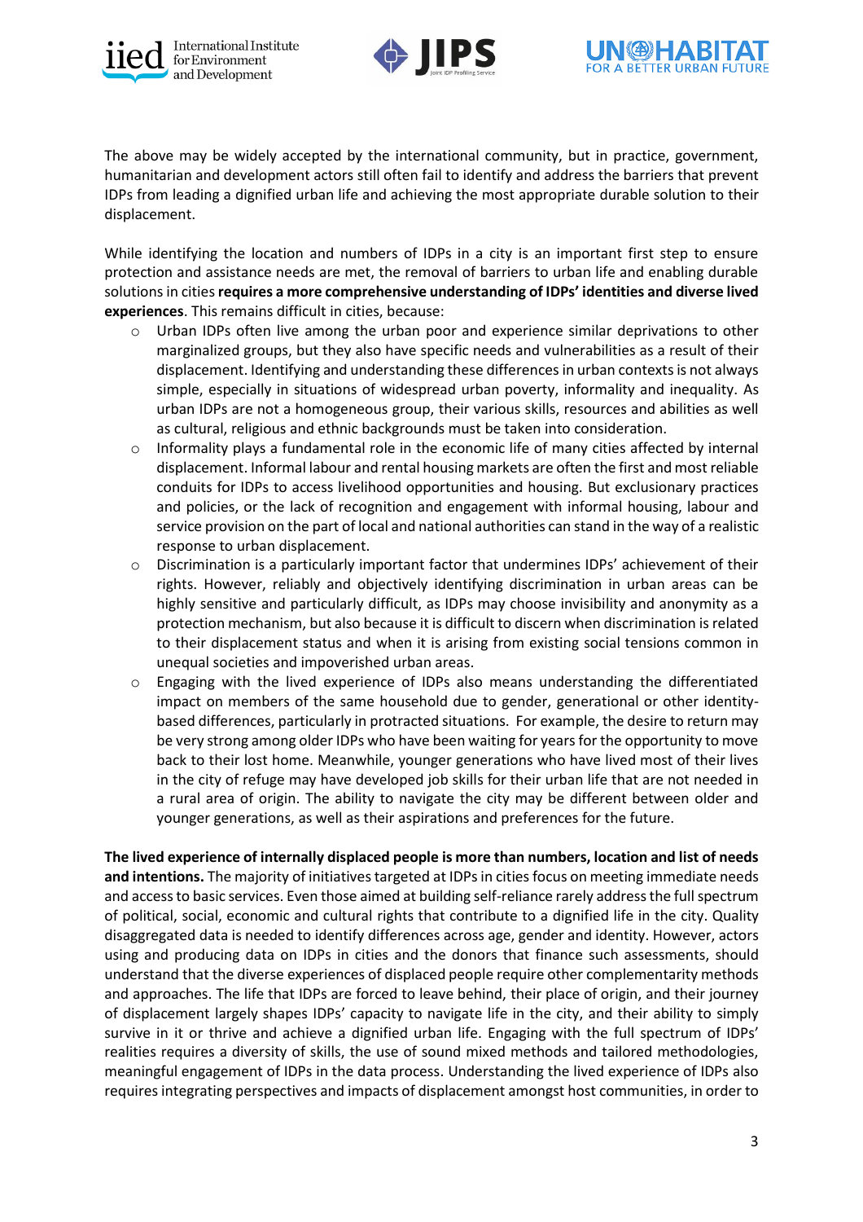The above may be widely accepted by the international community, but in practice, government, humanitarian and development actors still often fail to identify and address the barriers that prevent IDPs from leading a dignified urban life and achieving the most appropriate durable solution to their displacement.

While identifying the location and numbers of IDPs in a city is an important first step to ensure protection and assistance needs are met, the removal of barriers to urban life and enabling durable solutions in cities **requires a more comprehensive understanding of IDPs' identities and diverse lived experiences**. This remains difficult in cities, because:

- Urban IDPs often live among the urban poor and experience similar deprivations to other marginalized groups, but they also have specific needs and vulnerabilities as a result of their displacement. Identifying and understanding these differences in urban contexts is not always simple, especially in situations of widespread urban poverty, informality and inequality. As urban IDPs are not a homogeneous group, their various skills, resources and abilities as well as cultural, religious and ethnic backgrounds must be taken into consideration.
- Informality plays a fundamental role in the economic life of many cities affected by internal displacement. Informal labour and rental housing markets are often the first and most reliable conduits for IDPs to access livelihood opportunities and housing. But exclusionary practices and policies, or the lack of recognition and engagement with informal housing, labour and service provision on the part of local and national authorities can stand in the way of a realistic response to urban displacement.
- Discrimination is a particularly important factor that undermines IDPs' achievement of their rights. However, reliably and objectively identifying discrimination in urban areas can be highly sensitive and particularly difficult, as IDPs may choose invisibility and anonymity as a protection mechanism, but also because it is difficult to discern when discrimination is related to their displacement status and when it is arising from existing social tensions common in unequal societies and impoverished urban areas.
- Engaging with the lived experience of IDPs also means understanding the differentiated impact on members of the same household due to gender, generational or other identity-based differences, particularly in protracted situations. For example, the desire to return may be very strong among older IDPs who have been waiting for years for the opportunity to move back to their lost home. Meanwhile, younger generations who have lived most of their lives in the city of refuge may have developed job skills for their urban life that are not needed in a rural area of origin. The ability to navigate the city may be different between older and younger generations, as well as their aspirations and preferences for the future.

**The lived experience of internally displaced people is more than numbers, location and list of needs and intentions.** The majority of initiatives targeted at IDPs in cities focus on meeting immediate needs and access to basic services. Even those aimed at building self-reliance rarely address the full spectrum of political, social, economic and cultural rights that contribute to a dignified life in the city. Quality disaggregated data is needed to identify differences across age, gender and identity. However, actors using and producing data on IDPs in cities and the donors that finance such assessments, should understand that the diverse experiences of displaced people require other complementarity methods and approaches. The life that IDPs are forced to leave behind, their place of origin, and their journey of displacement largely shapes IDPs' capacity to navigate life in the city, and their ability to simply survive in it or thrive and achieve a dignified urban life. Engaging with the full spectrum of IDPs' realities requires a diversity of skills, the use of sound mixed methods and tailored methodologies, meaningful engagement of IDPs in the data process. Understanding the lived experience of IDPs also requires integrating perspectives and impacts of displacement amongst host communities, in order to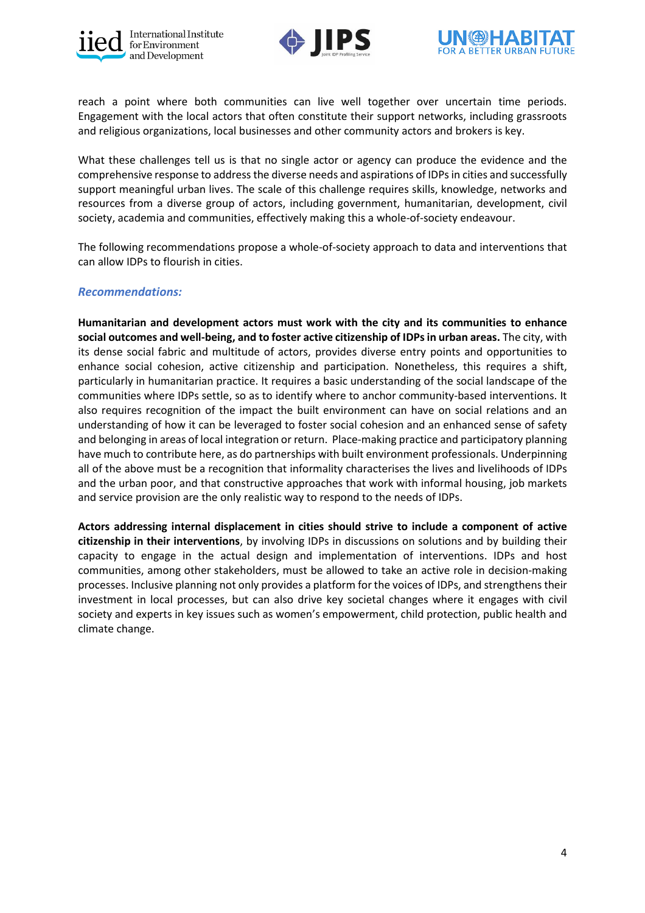reach a point where both communities can live well together over uncertain time periods. Engagement with the local actors that often constitute their support networks, including grassroots and religious organizations, local businesses and other community actors and brokers is key.

What these challenges tell us is that no single actor or agency can produce the evidence and the comprehensive response to address the diverse needs and aspirations of IDPs in cities and successfully support meaningful urban lives. The scale of this challenge requires skills, knowledge, networks and resources from a diverse group of actors, including government, humanitarian, development, civil society, academia and communities, effectively making this a whole-of-society endeavour.

The following recommendations propose a whole-of-society approach to data and interventions that can allow IDPs to flourish in cities.

### *Recommendations:*

**Humanitarian and development actors must work with the city and its communities to enhance social outcomes and well-being, and to foster active citizenship of IDPs in urban areas.** The city, with its dense social fabric and multitude of actors, provides diverse entry points and opportunities to enhance social cohesion, active citizenship and participation. Nonetheless, this requires a shift, particularly in humanitarian practice. It requires a basic understanding of the social landscape of the communities where IDPs settle, so as to identify where to anchor community-based interventions. It also requires recognition of the impact the built environment can have on social relations and an understanding of how it can be leveraged to foster social cohesion and an enhanced sense of safety and belonging in areas of local integration or return. Place-making practice and participatory planning have much to contribute here, as do partnerships with built environment professionals. Underpinning all of the above must be a recognition that informality characterises the lives and livelihoods of IDPs and the urban poor, and that constructive approaches that work with informal housing, job markets and service provision are the only realistic way to respond to the needs of IDPs.

**Actors addressing internal displacement in cities should strive to include a component of active citizenship in their interventions**, by involving IDPs in discussions on solutions and by building their capacity to engage in the actual design and implementation of interventions. IDPs and host communities, among other stakeholders, must be allowed to take an active role in decision-making processes. Inclusive planning not only provides a platform for the voices of IDPs, and strengthens their investment in local processes, but can also drive key societal changes where it engages with civil society and experts in key issues such as women's empowerment, child protection, public health and climate change.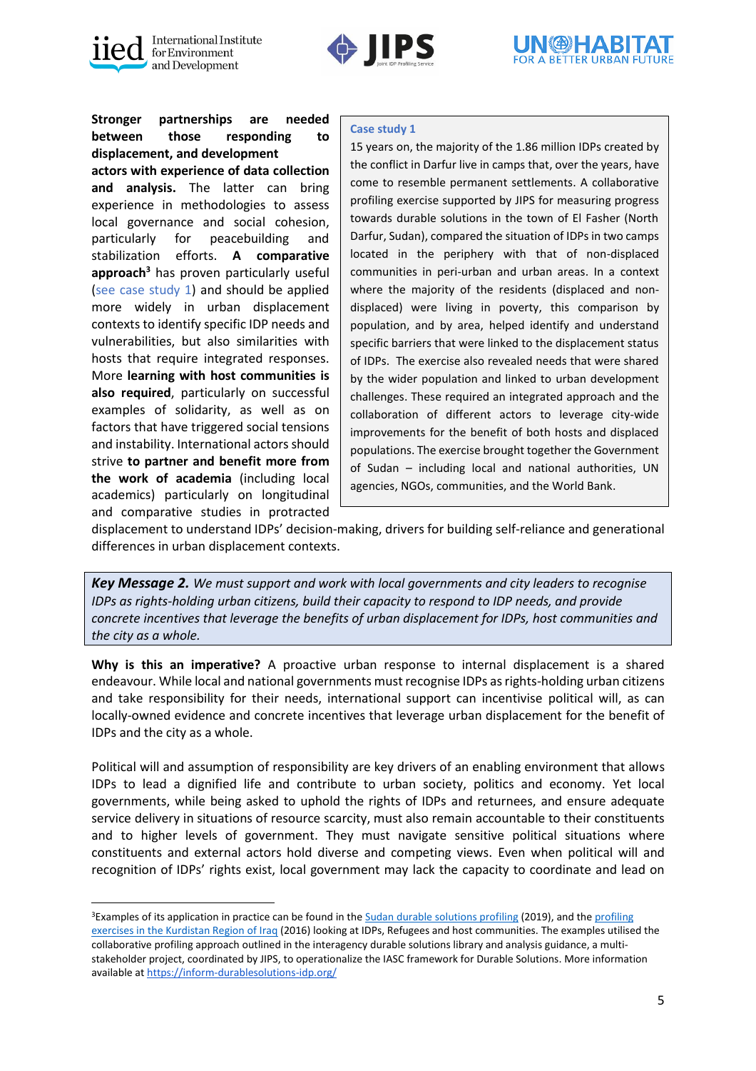**Stronger partnerships are needed between those responding to displacement, and development actors with experience of data collection and analysis.** The latter can bring experience in methodologies to assess local governance and social cohesion, particularly for peacebuilding and stabilization efforts. **A comparative approach**[3] has proven particularly useful (see case study 1) and should be applied more widely in urban displacement contexts to identify specific IDP needs and vulnerabilities, but also similarities with hosts that require integrated responses. More **learning with host communities is also required**, particularly on successful examples of solidarity, as well as on factors that have triggered social tensions and instability. International actors should strive **to partner and benefit more from the work of academia** (including local academics) particularly on longitudinal and comparative studies in protracted displacement to understand IDPs' decision-making, drivers for building self-reliance and generational differences in urban displacement contexts.

> **Case study 1**
>
> 15 years on, the majority of the 1.86 million IDPs created by the conflict in Darfur live in camps that, over the years, have come to resemble permanent settlements. A collaborative profiling exercise supported by JIPS for measuring progress towards durable solutions in the town of El Fasher (North Darfur, Sudan), compared the situation of IDPs in two camps located in the periphery with that of non-displaced communities in peri-urban and urban areas. In a context where the majority of the residents (displaced and non-displaced) were living in poverty, this comparison by population, and by area, helped identify and understand specific barriers that were linked to the displacement status of IDPs. The exercise also revealed needs that were shared by the wider population and linked to urban development challenges. These required an integrated approach and the collaboration of different actors to leverage city-wide improvements for the benefit of both hosts and displaced populations. The exercise brought together the Government of Sudan – including local and national authorities, UN agencies, NGOs, communities, and the World Bank.

> ***Key Message 2.*** *We must support and work with local governments and city leaders to recognise IDPs as rights-holding urban citizens, build their capacity to respond to IDP needs, and provide concrete incentives that leverage the benefits of urban displacement for IDPs, host communities and the city as a whole.*

**Why is this an imperative?** A proactive urban response to internal displacement is a shared endeavour. While local and national governments must recognise IDPs as rights-holding urban citizens and take responsibility for their needs, international support can incentivise political will, as can locally-owned evidence and concrete incentives that leverage urban displacement for the benefit of IDPs and the city as a whole.

Political will and assumption of responsibility are key drivers of an enabling environment that allows IDPs to lead a dignified life and contribute to urban society, politics and economy. Yet local governments, while being asked to uphold the rights of IDPs and returnees, and ensure adequate service delivery in situations of resource scarcity, must also remain accountable to their constituents and to higher levels of government. They must navigate sensitive political situations where constituents and external actors hold diverse and competing views. Even when political will and recognition of IDPs' rights exist, local government may lack the capacity to coordinate and lead on

---

[3] Examples of its application in practice can be found in the Sudan durable solutions profiling (2019), and the profiling exercises in the Kurdistan Region of Iraq (2016) looking at IDPs, Refugees and host communities. The examples utilised the collaborative profiling approach outlined in the interagency durable solutions library and analysis guidance, a multi-stakeholder project, coordinated by JIPS, to operationalize the IASC framework for Durable Solutions. More information available at https://inform-durablesolutions-idp.org/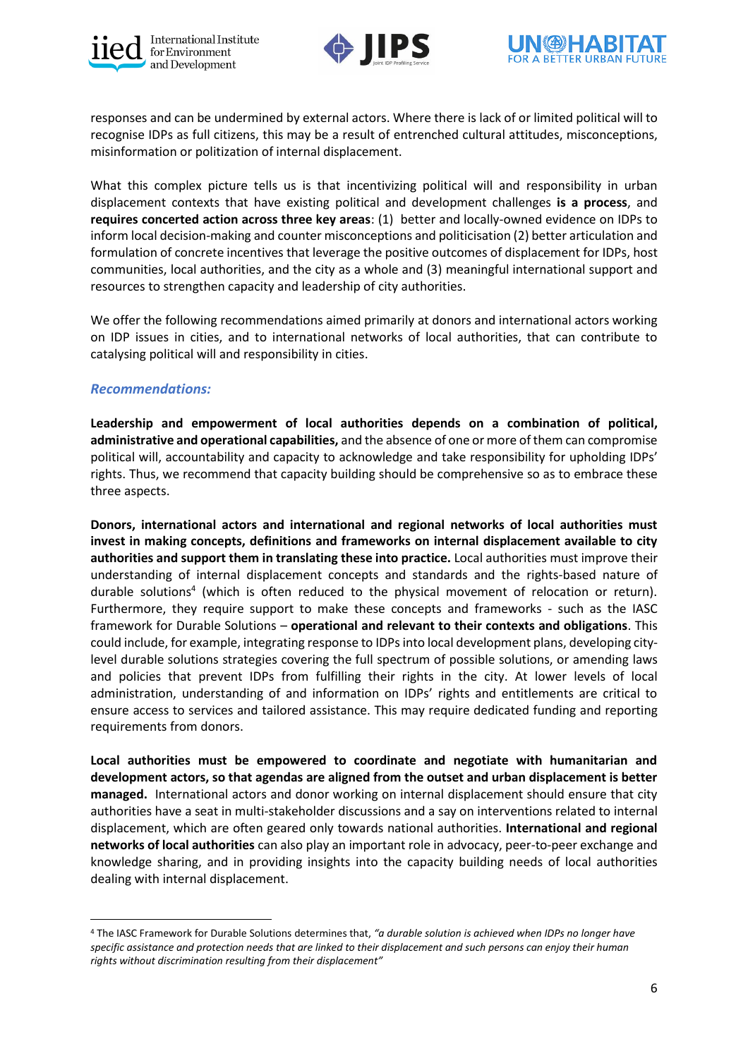responses and can be undermined by external actors. Where there is lack of or limited political will to recognise IDPs as full citizens, this may be a result of entrenched cultural attitudes, misconceptions, misinformation or politization of internal displacement.

What this complex picture tells us is that incentivizing political will and responsibility in urban displacement contexts that have existing political and development challenges **is a process**, and **requires concerted action across three key areas**: (1) better and locally-owned evidence on IDPs to inform local decision-making and counter misconceptions and politicisation (2) better articulation and formulation of concrete incentives that leverage the positive outcomes of displacement for IDPs, host communities, local authorities, and the city as a whole and (3) meaningful international support and resources to strengthen capacity and leadership of city authorities.

We offer the following recommendations aimed primarily at donors and international actors working on IDP issues in cities, and to international networks of local authorities, that can contribute to catalysing political will and responsibility in cities.

### *Recommendations:*

**Leadership and empowerment of local authorities depends on a combination of political, administrative and operational capabilities,** and the absence of one or more of them can compromise political will, accountability and capacity to acknowledge and take responsibility for upholding IDPs' rights. Thus, we recommend that capacity building should be comprehensive so as to embrace these three aspects.

**Donors, international actors and international and regional networks of local authorities must invest in making concepts, definitions and frameworks on internal displacement available to city authorities and support them in translating these into practice.** Local authorities must improve their understanding of internal displacement concepts and standards and the rights-based nature of durable solutions[4] (which is often reduced to the physical movement of relocation or return). Furthermore, they require support to make these concepts and frameworks - such as the IASC framework for Durable Solutions – **operational and relevant to their contexts and obligations**. This could include, for example, integrating response to IDPs into local development plans, developing city-level durable solutions strategies covering the full spectrum of possible solutions, or amending laws and policies that prevent IDPs from fulfilling their rights in the city. At lower levels of local administration, understanding of and information on IDPs' rights and entitlements are critical to ensure access to services and tailored assistance. This may require dedicated funding and reporting requirements from donors.

**Local authorities must be empowered to coordinate and negotiate with humanitarian and development actors, so that agendas are aligned from the outset and urban displacement is better managed.** International actors and donor working on internal displacement should ensure that city authorities have a seat in multi-stakeholder discussions and a say on interventions related to internal displacement, which are often geared only towards national authorities. **International and regional networks of local authorities** can also play an important role in advocacy, peer-to-peer exchange and knowledge sharing, and in providing insights into the capacity building needs of local authorities dealing with internal displacement.

---

[4] The IASC Framework for Durable Solutions determines that, *"a durable solution is achieved when IDPs no longer have specific assistance and protection needs that are linked to their displacement and such persons can enjoy their human rights without discrimination resulting from their displacement"*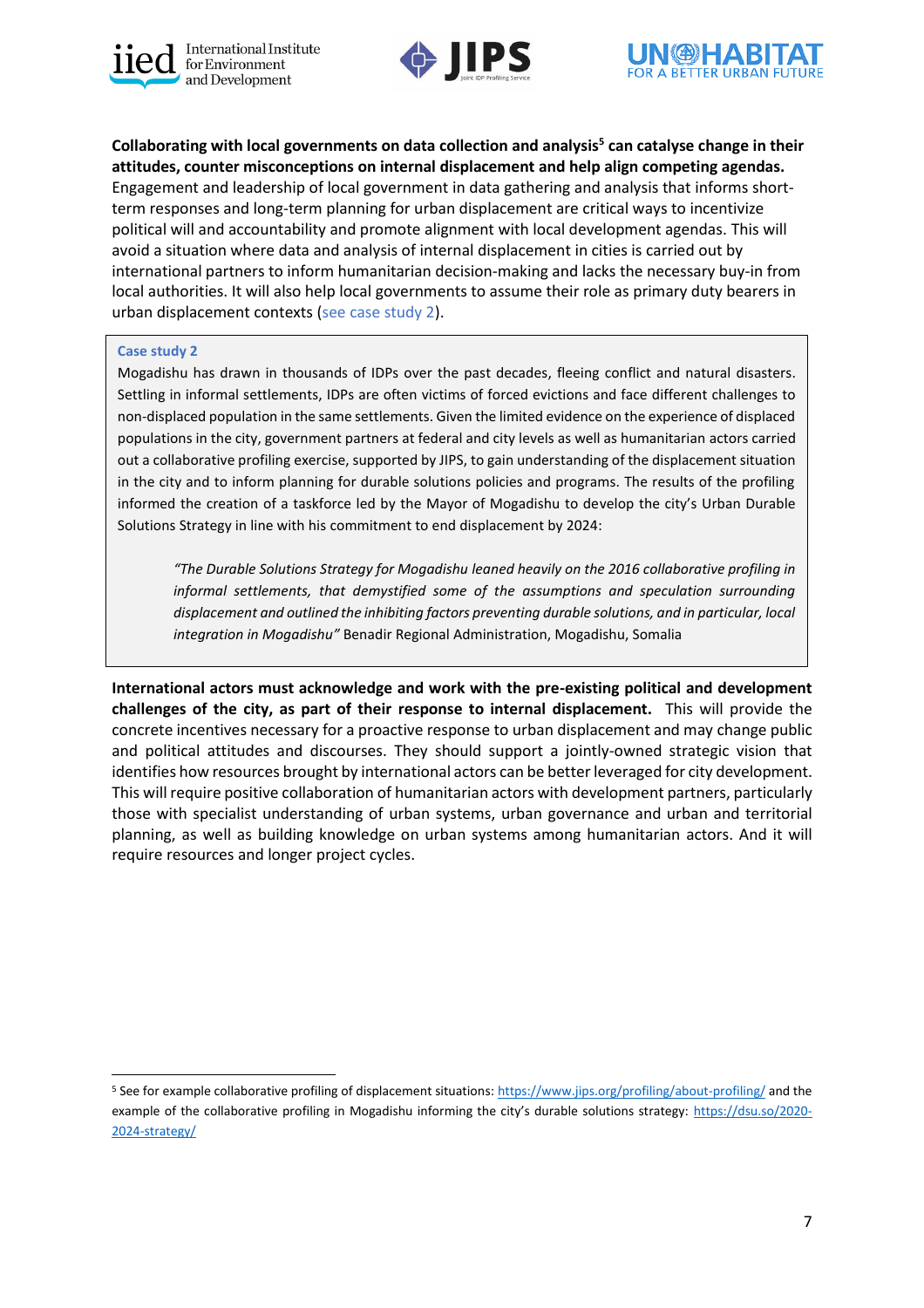**Collaborating with local governments on data collection and analysis[5] can catalyse change in their attitudes, counter misconceptions on internal displacement and help align competing agendas.** Engagement and leadership of local government in data gathering and analysis that informs short-term responses and long-term planning for urban displacement are critical ways to incentivize political will and accountability and promote alignment with local development agendas. This will avoid a situation where data and analysis of internal displacement in cities is carried out by international partners to inform humanitarian decision-making and lacks the necessary buy-in from local authorities. It will also help local governments to assume their role as primary duty bearers in urban displacement contexts (see case study 2).

> **Case study 2**
>
> Mogadishu has drawn in thousands of IDPs over the past decades, fleeing conflict and natural disasters. Settling in informal settlements, IDPs are often victims of forced evictions and face different challenges to non-displaced population in the same settlements. Given the limited evidence on the experience of displaced populations in the city, government partners at federal and city levels as well as humanitarian actors carried out a collaborative profiling exercise, supported by JIPS, to gain understanding of the displacement situation in the city and to inform planning for durable solutions policies and programs. The results of the profiling informed the creation of a taskforce led by the Mayor of Mogadishu to develop the city's Urban Durable Solutions Strategy in line with his commitment to end displacement by 2024:
>
> *"The Durable Solutions Strategy for Mogadishu leaned heavily on the 2016 collaborative profiling in informal settlements, that demystified some of the assumptions and speculation surrounding displacement and outlined the inhibiting factors preventing durable solutions, and in particular, local integration in Mogadishu"* Benadir Regional Administration, Mogadishu, Somalia

**International actors must acknowledge and work with the pre-existing political and development challenges of the city, as part of their response to internal displacement.** This will provide the concrete incentives necessary for a proactive response to urban displacement and may change public and political attitudes and discourses. They should support a jointly-owned strategic vision that identifies how resources brought by international actors can be better leveraged for city development. This will require positive collaboration of humanitarian actors with development partners, particularly those with specialist understanding of urban systems, urban governance and urban and territorial planning, as well as building knowledge on urban systems among humanitarian actors. And it will require resources and longer project cycles.

---

[5] See for example collaborative profiling of displacement situations: https://www.jips.org/profiling/about-profiling/ and the example of the collaborative profiling in Mogadishu informing the city's durable solutions strategy: https://dsu.so/2020-2024-strategy/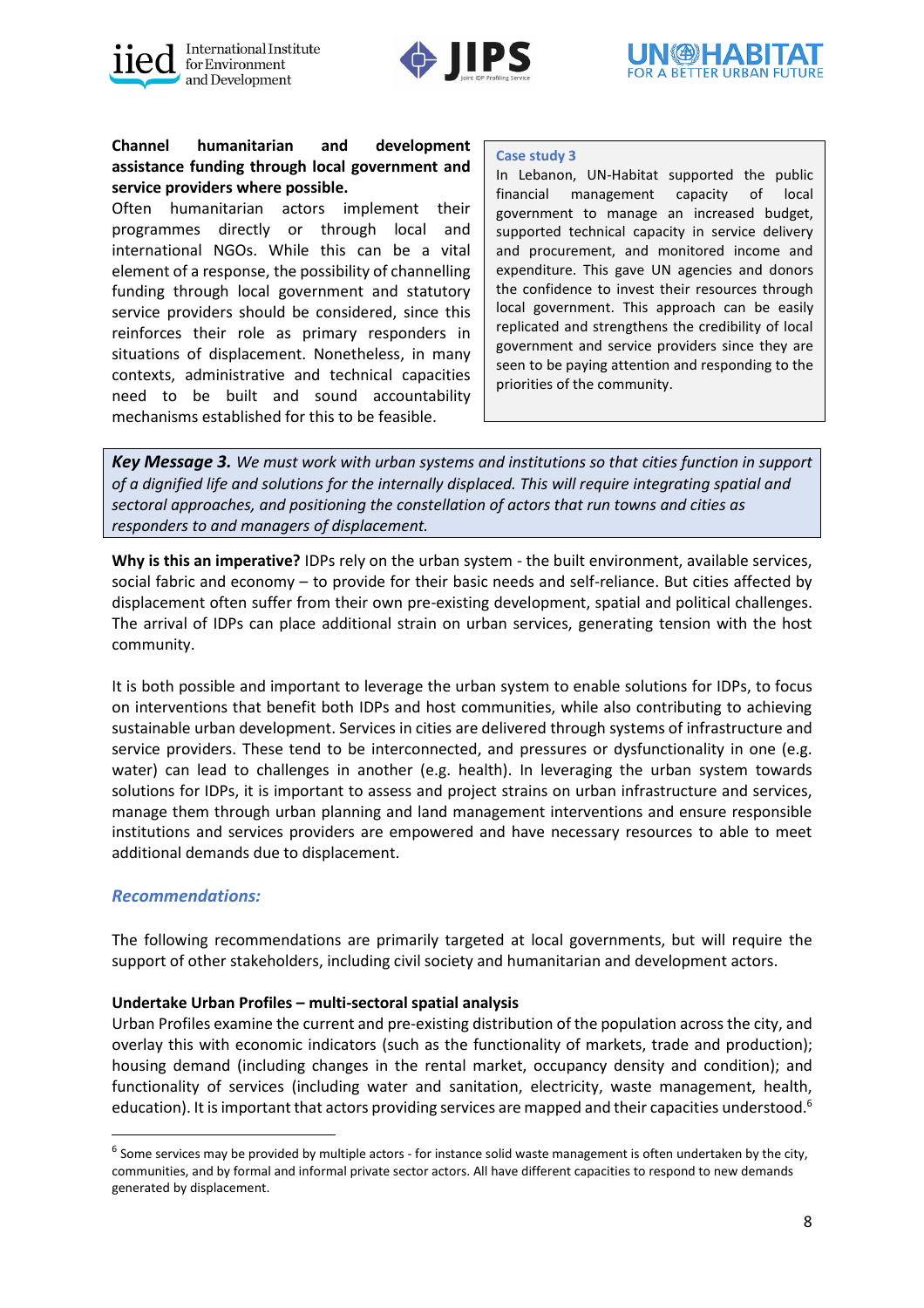**Channel humanitarian and development assistance funding through local government and service providers where possible.**

Often humanitarian actors implement their programmes directly or through local and international NGOs. While this can be a vital element of a response, the possibility of channelling funding through local government and statutory service providers should be considered, since this reinforces their role as primary responders in situations of displacement. Nonetheless, in many contexts, administrative and technical capacities need to be built and sound accountability mechanisms established for this to be feasible.

> **Case study 3**
>
> In Lebanon, UN-Habitat supported the public financial management capacity of local government to manage an increased budget, supported technical capacity in service delivery and procurement, and monitored income and expenditure. This gave UN agencies and donors the confidence to invest their resources through local government. This approach can be easily replicated and strengthens the credibility of local government and service providers since they are seen to be paying attention and responding to the priorities of the community.

> ***Key Message 3.*** *We must work with urban systems and institutions so that cities function in support of a dignified life and solutions for the internally displaced. This will require integrating spatial and sectoral approaches, and positioning the constellation of actors that run towns and cities as responders to and managers of displacement.*

**Why is this an imperative?** IDPs rely on the urban system - the built environment, available services, social fabric and economy – to provide for their basic needs and self-reliance. But cities affected by displacement often suffer from their own pre-existing development, spatial and political challenges. The arrival of IDPs can place additional strain on urban services, generating tension with the host community.

It is both possible and important to leverage the urban system to enable solutions for IDPs, to focus on interventions that benefit both IDPs and host communities, while also contributing to achieving sustainable urban development. Services in cities are delivered through systems of infrastructure and service providers. These tend to be interconnected, and pressures or dysfunctionality in one (e.g. water) can lead to challenges in another (e.g. health). In leveraging the urban system towards solutions for IDPs, it is important to assess and project strains on urban infrastructure and services, manage them through urban planning and land management interventions and ensure responsible institutions and services providers are empowered and have necessary resources to able to meet additional demands due to displacement.

### *Recommendations:*

The following recommendations are primarily targeted at local governments, but will require the support of other stakeholders, including civil society and humanitarian and development actors.

**Undertake Urban Profiles – multi-sectoral spatial analysis**

Urban Profiles examine the current and pre-existing distribution of the population across the city, and overlay this with economic indicators (such as the functionality of markets, trade and production); housing demand (including changes in the rental market, occupancy density and condition); and functionality of services (including water and sanitation, electricity, waste management, health, education). It is important that actors providing services are mapped and their capacities understood.[6]

[6] Some services may be provided by multiple actors - for instance solid waste management is often undertaken by the city, communities, and by formal and informal private sector actors. All have different capacities to respond to new demands generated by displacement.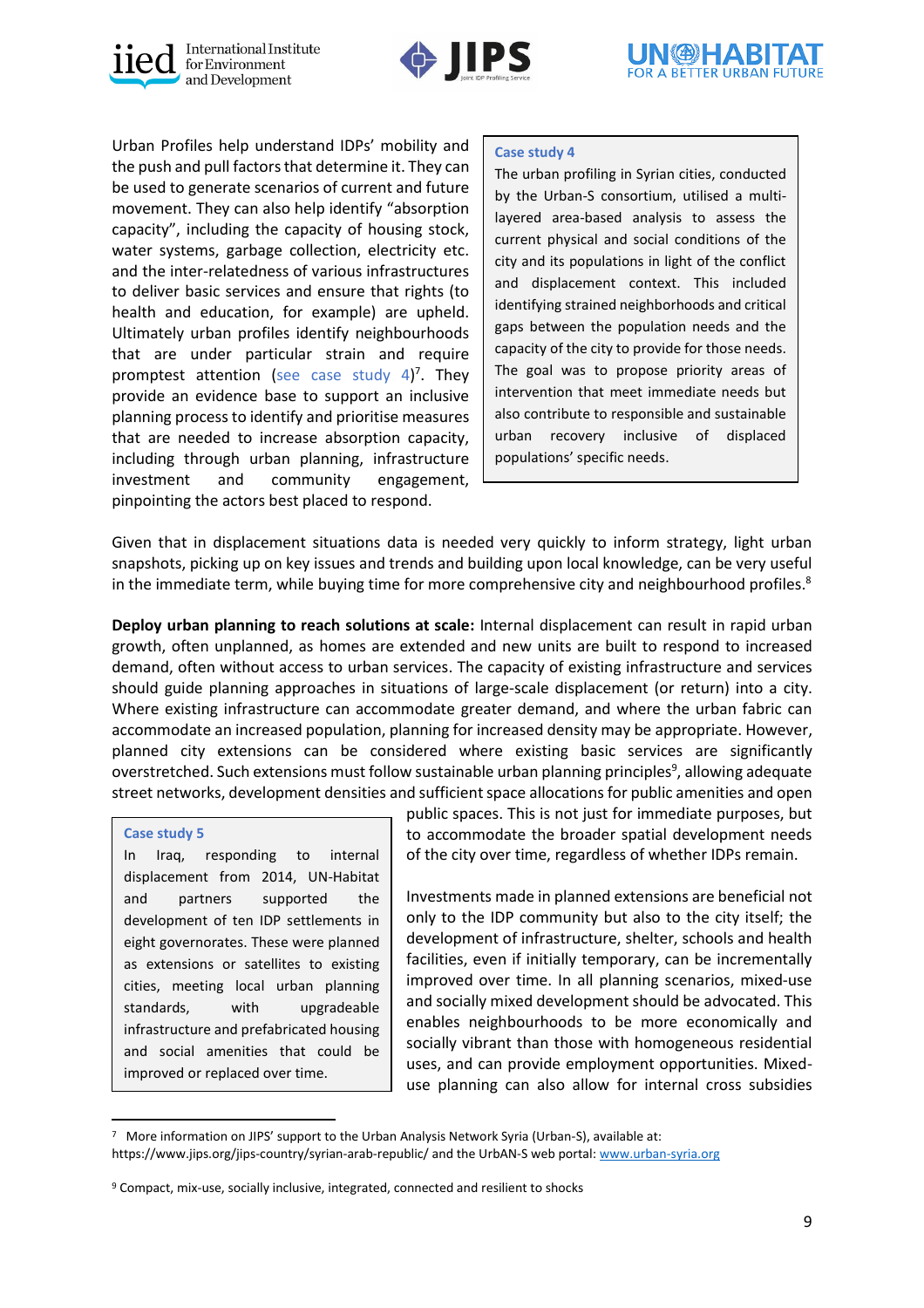Urban Profiles help understand IDPs' mobility and the push and pull factors that determine it. They can be used to generate scenarios of current and future movement. They can also help identify "absorption capacity", including the capacity of housing stock, water systems, garbage collection, electricity etc. and the inter-relatedness of various infrastructures to deliver basic services and ensure that rights (to health and education, for example) are upheld. Ultimately urban profiles identify neighbourhoods that are under particular strain and require promptest attention (see case study 4)[7]. They provide an evidence base to support an inclusive planning process to identify and prioritise measures that are needed to increase absorption capacity, including through urban planning, infrastructure investment and community engagement, pinpointing the actors best placed to respond.

> **Case study 4**
>
> The urban profiling in Syrian cities, conducted by the Urban-S consortium, utilised a multi-layered area-based analysis to assess the current physical and social conditions of the city and its populations in light of the conflict and displacement context. This included identifying strained neighborhoods and critical gaps between the population needs and the capacity of the city to provide for those needs. The goal was to propose priority areas of intervention that meet immediate needs but also contribute to responsible and sustainable urban recovery inclusive of displaced populations' specific needs.

Given that in displacement situations data is needed very quickly to inform strategy, light urban snapshots, picking up on key issues and trends and building upon local knowledge, can be very useful in the immediate term, while buying time for more comprehensive city and neighbourhood profiles.[8]

**Deploy urban planning to reach solutions at scale:** Internal displacement can result in rapid urban growth, often unplanned, as homes are extended and new units are built to respond to increased demand, often without access to urban services. The capacity of existing infrastructure and services should guide planning approaches in situations of large-scale displacement (or return) into a city. Where existing infrastructure can accommodate greater demand, and where the urban fabric can accommodate an increased population, planning for increased density may be appropriate. However, planned city extensions can be considered where existing basic services are significantly overstretched. Such extensions must follow sustainable urban planning principles[9], allowing adequate street networks, development densities and sufficient space allocations for public amenities and open public spaces. This is not just for immediate purposes, but to accommodate the broader spatial development needs of the city over time, regardless of whether IDPs remain.

> **Case study 5**
>
> In Iraq, responding to internal displacement from 2014, UN-Habitat and partners supported the development of ten IDP settlements in eight governorates. These were planned as extensions or satellites to existing cities, meeting local urban planning standards, with upgradeable infrastructure and prefabricated housing and social amenities that could be improved or replaced over time.

Investments made in planned extensions are beneficial not only to the IDP community but also to the city itself; the development of infrastructure, shelter, schools and health facilities, even if initially temporary, can be incrementally improved over time. In all planning scenarios, mixed-use and socially mixed development should be advocated. This enables neighbourhoods to be more economically and socially vibrant than those with homogeneous residential uses, and can provide employment opportunities. Mixed-use planning can also allow for internal cross subsidies

---

[7] More information on JIPS' support to the Urban Analysis Network Syria (Urban-S), available at: https://www.jips.org/jips-country/syrian-arab-republic/ and the UrbAN-S web portal: www.urban-syria.org

[9] Compact, mix-use, socially inclusive, integrated, connected and resilient to shocks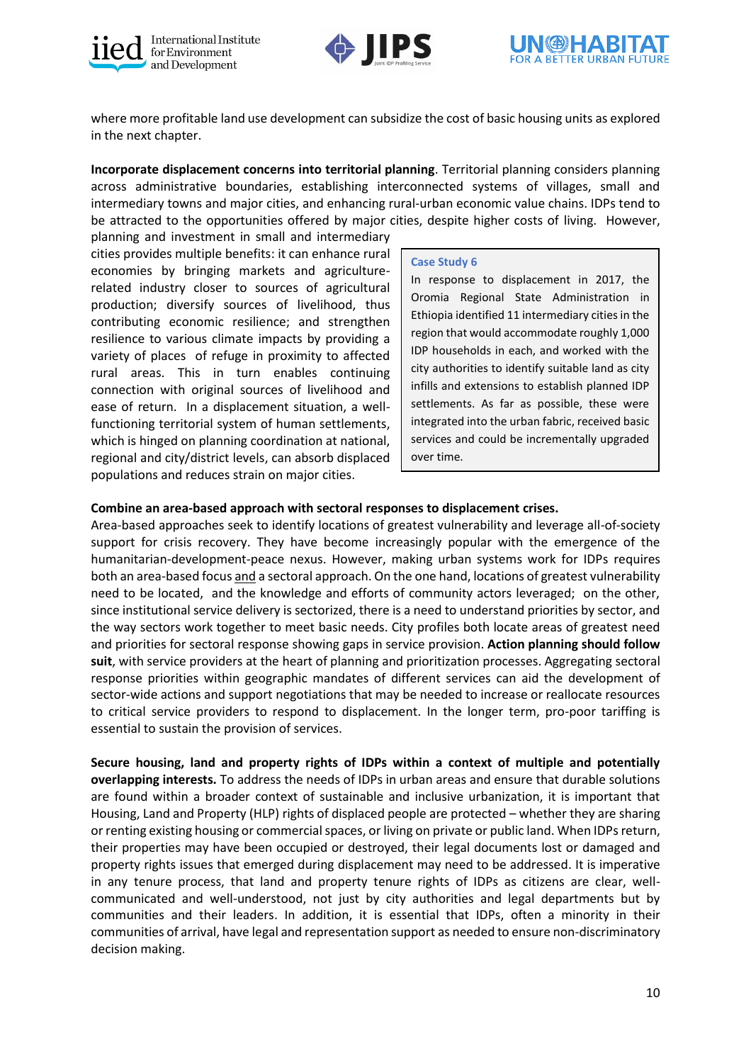where more profitable land use development can subsidize the cost of basic housing units as explored in the next chapter.

**Incorporate displacement concerns into territorial planning**. Territorial planning considers planning across administrative boundaries, establishing interconnected systems of villages, small and intermediary towns and major cities, and enhancing rural-urban economic value chains. IDPs tend to be attracted to the opportunities offered by major cities, despite higher costs of living. However, planning and investment in small and intermediary cities provides multiple benefits: it can enhance rural economies by bringing markets and agriculture-related industry closer to sources of agricultural production; diversify sources of livelihood, thus contributing economic resilience; and strengthen resilience to various climate impacts by providing a variety of places of refuge in proximity to affected rural areas. This in turn enables continuing connection with original sources of livelihood and ease of return. In a displacement situation, a well-functioning territorial system of human settlements, which is hinged on planning coordination at national, regional and city/district levels, can absorb displaced populations and reduces strain on major cities.

> **Case Study 6**
>
> In response to displacement in 2017, the Oromia Regional State Administration in Ethiopia identified 11 intermediary cities in the region that would accommodate roughly 1,000 IDP households in each, and worked with the city authorities to identify suitable land as city infills and extensions to establish planned IDP settlements. As far as possible, these were integrated into the urban fabric, received basic services and could be incrementally upgraded over time.

**Combine an area-based approach with sectoral responses to displacement crises.**
Area-based approaches seek to identify locations of greatest vulnerability and leverage all-of-society support for crisis recovery. They have become increasingly popular with the emergence of the humanitarian-development-peace nexus. However, making urban systems work for IDPs requires both an area-based focus and a sectoral approach. On the one hand, locations of greatest vulnerability need to be located, and the knowledge and efforts of community actors leveraged; on the other, since institutional service delivery is sectorized, there is a need to understand priorities by sector, and the way sectors work together to meet basic needs. City profiles both locate areas of greatest need and priorities for sectoral response showing gaps in service provision. **Action planning should follow suit**, with service providers at the heart of planning and prioritization processes. Aggregating sectoral response priorities within geographic mandates of different services can aid the development of sector-wide actions and support negotiations that may be needed to increase or reallocate resources to critical service providers to respond to displacement. In the longer term, pro-poor tariffing is essential to sustain the provision of services.

**Secure housing, land and property rights of IDPs within a context of multiple and potentially overlapping interests.** To address the needs of IDPs in urban areas and ensure that durable solutions are found within a broader context of sustainable and inclusive urbanization, it is important that Housing, Land and Property (HLP) rights of displaced people are protected – whether they are sharing or renting existing housing or commercial spaces, or living on private or public land. When IDPs return, their properties may have been occupied or destroyed, their legal documents lost or damaged and property rights issues that emerged during displacement may need to be addressed. It is imperative in any tenure process, that land and property tenure rights of IDPs as citizens are clear, well-communicated and well-understood, not just by city authorities and legal departments but by communities and their leaders. In addition, it is essential that IDPs, often a minority in their communities of arrival, have legal and representation support as needed to ensure non-discriminatory decision making.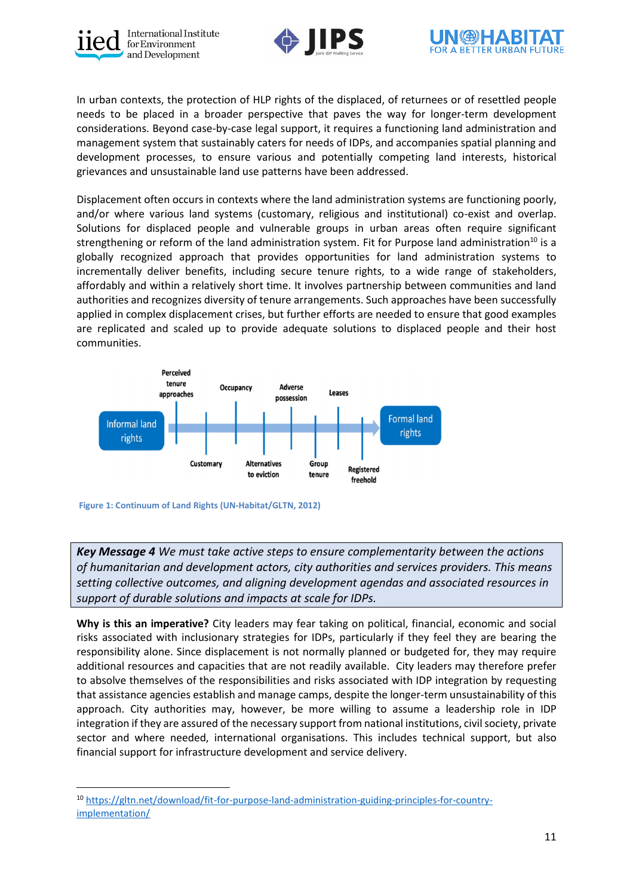In urban contexts, the protection of HLP rights of the displaced, of returnees or of resettled people needs to be placed in a broader perspective that paves the way for longer-term development considerations. Beyond case-by-case legal support, it requires a functioning land administration and management system that sustainably caters for needs of IDPs, and accompanies spatial planning and development processes, to ensure various and potentially competing land interests, historical grievances and unsustainable land use patterns have been addressed.

Displacement often occurs in contexts where the land administration systems are functioning poorly, and/or where various land systems (customary, religious and institutional) co-exist and overlap. Solutions for displaced people and vulnerable groups in urban areas often require significant strengthening or reform of the land administration system. Fit for Purpose land administration[10] is a globally recognized approach that provides opportunities for land administration systems to incrementally deliver benefits, including secure tenure rights, to a wide range of stakeholders, affordably and within a relatively short time. It involves partnership between communities and land authorities and recognizes diversity of tenure arrangements. Such approaches have been successfully applied in complex displacement crises, but further efforts are needed to ensure that good examples are replicated and scaled up to provide adequate solutions to displaced people and their host communities.

Informal land rights → Perceived tenure approaches, Customary, Occupancy, Alternatives to eviction, Adverse possession, Group tenure, Leases, Registered freehold → Formal land rights

Figure 1: Continuum of Land Rights (UN-Habitat/GLTN, 2012)

> ***Key Message 4*** *We must take active steps to ensure complementarity between the actions of humanitarian and development actors, city authorities and services providers. This means setting collective outcomes, and aligning development agendas and associated resources in support of durable solutions and impacts at scale for IDPs.*

**Why is this an imperative?** City leaders may fear taking on political, financial, economic and social risks associated with inclusionary strategies for IDPs, particularly if they feel they are bearing the responsibility alone. Since displacement is not normally planned or budgeted for, they may require additional resources and capacities that are not readily available. City leaders may therefore prefer to absolve themselves of the responsibilities and risks associated with IDP integration by requesting that assistance agencies establish and manage camps, despite the longer-term unsustainability of this approach. City authorities may, however, be more willing to assume a leadership role in IDP integration if they are assured of the necessary support from national institutions, civil society, private sector and where needed, international organisations. This includes technical support, but also financial support for infrastructure development and service delivery.

[10] https://gltn.net/download/fit-for-purpose-land-administration-guiding-principles-for-country-implementation/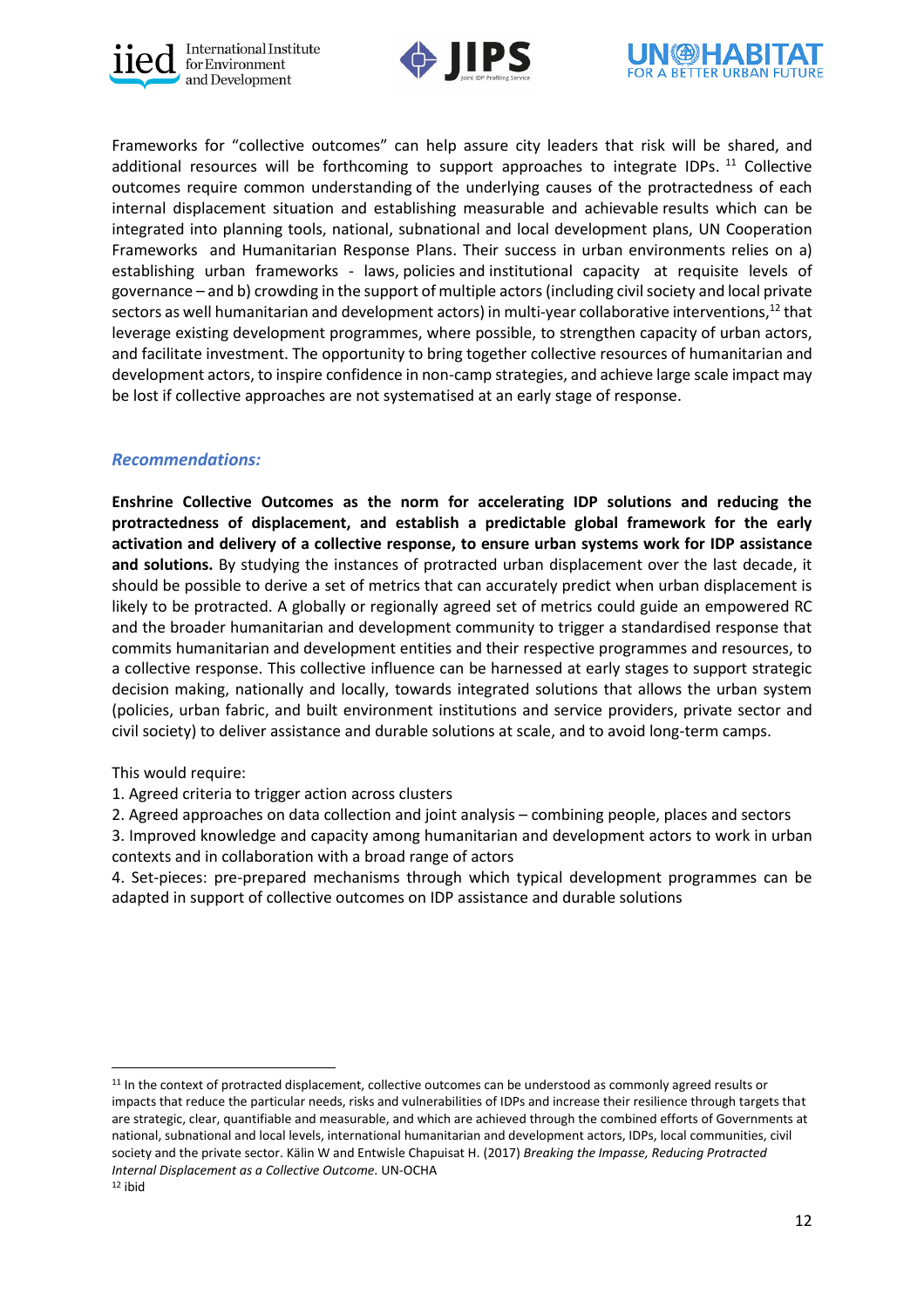Frameworks for "collective outcomes" can help assure city leaders that risk will be shared, and additional resources will be forthcoming to support approaches to integrate IDPs. [11] Collective outcomes require common understanding of the underlying causes of the protractedness of each internal displacement situation and establishing measurable and achievable results which can be integrated into planning tools, national, subnational and local development plans, UN Cooperation Frameworks and Humanitarian Response Plans. Their success in urban environments relies on a) establishing urban frameworks - laws, policies and institutional capacity at requisite levels of governance – and b) crowding in the support of multiple actors (including civil society and local private sectors as well humanitarian and development actors) in multi-year collaborative interventions,[12] that leverage existing development programmes, where possible, to strengthen capacity of urban actors, and facilitate investment. The opportunity to bring together collective resources of humanitarian and development actors, to inspire confidence in non-camp strategies, and achieve large scale impact may be lost if collective approaches are not systematised at an early stage of response.

### *Recommendations:*

**Enshrine Collective Outcomes as the norm for accelerating IDP solutions and reducing the protractedness of displacement, and establish a predictable global framework for the early activation and delivery of a collective response, to ensure urban systems work for IDP assistance and solutions.** By studying the instances of protracted urban displacement over the last decade, it should be possible to derive a set of metrics that can accurately predict when urban displacement is likely to be protracted. A globally or regionally agreed set of metrics could guide an empowered RC and the broader humanitarian and development community to trigger a standardised response that commits humanitarian and development entities and their respective programmes and resources, to a collective response. This collective influence can be harnessed at early stages to support strategic decision making, nationally and locally, towards integrated solutions that allows the urban system (policies, urban fabric, and built environment institutions and service providers, private sector and civil society) to deliver assistance and durable solutions at scale, and to avoid long-term camps.

This would require:

1. Agreed criteria to trigger action across clusters
2. Agreed approaches on data collection and joint analysis – combining people, places and sectors
3. Improved knowledge and capacity among humanitarian and development actors to work in urban contexts and in collaboration with a broad range of actors
4. Set-pieces: pre-prepared mechanisms through which typical development programmes can be adapted in support of collective outcomes on IDP assistance and durable solutions

---

[11] In the context of protracted displacement, collective outcomes can be understood as commonly agreed results or impacts that reduce the particular needs, risks and vulnerabilities of IDPs and increase their resilience through targets that are strategic, clear, quantifiable and measurable, and which are achieved through the combined efforts of Governments at national, subnational and local levels, international humanitarian and development actors, IDPs, local communities, civil society and the private sector. Kälin W and Entwisle Chapuisat H. (2017) *Breaking the Impasse, Reducing Protracted Internal Displacement as a Collective Outcome.* UN-OCHA

[12] ibid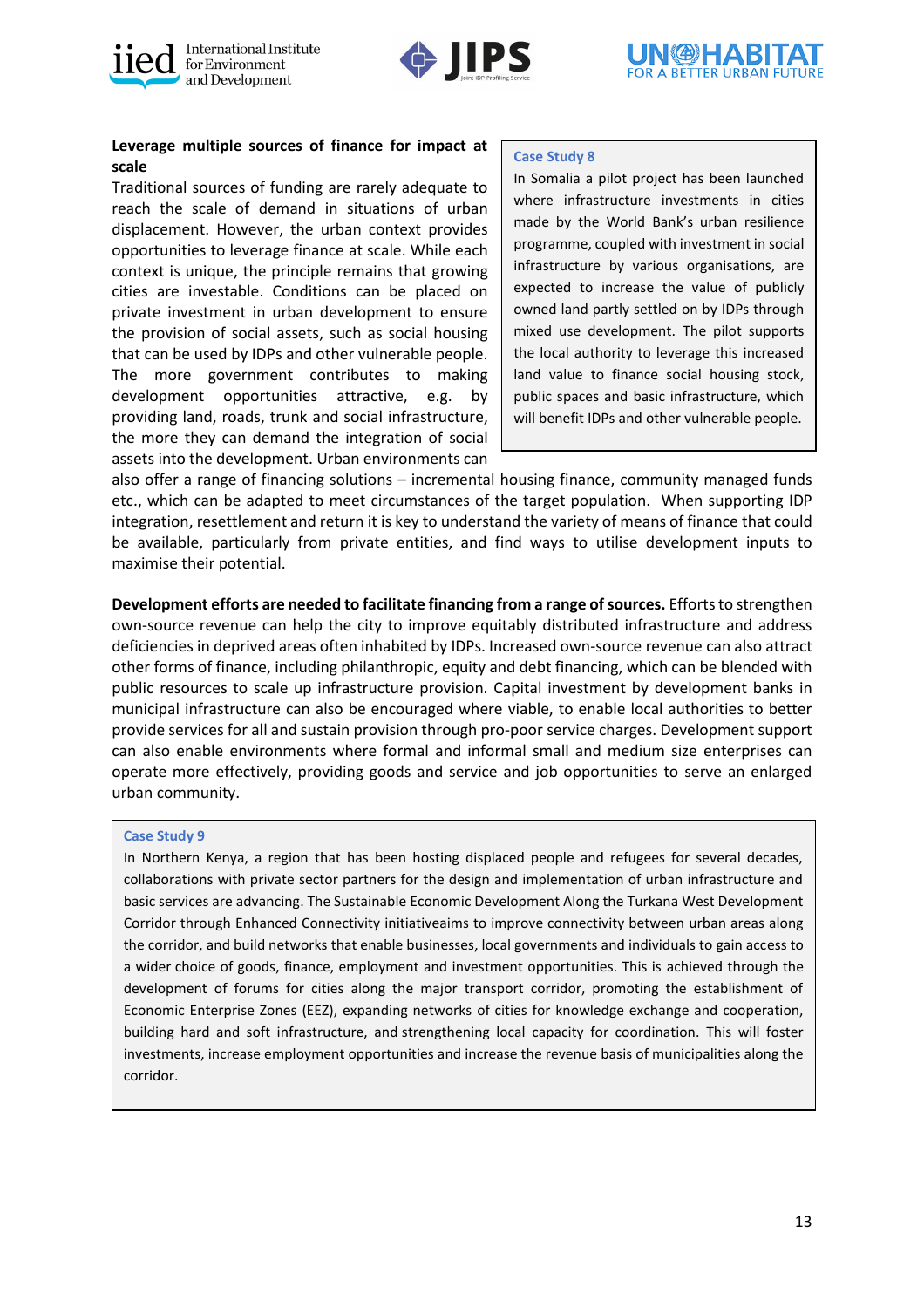**Leverage multiple sources of finance for impact at scale**

Traditional sources of funding are rarely adequate to reach the scale of demand in situations of urban displacement. However, the urban context provides opportunities to leverage finance at scale. While each context is unique, the principle remains that growing cities are investable. Conditions can be placed on private investment in urban development to ensure the provision of social assets, such as social housing that can be used by IDPs and other vulnerable people. The more government contributes to making development opportunities attractive, e.g. by providing land, roads, trunk and social infrastructure, the more they can demand the integration of social assets into the development. Urban environments can also offer a range of financing solutions – incremental housing finance, community managed funds etc., which can be adapted to meet circumstances of the target population. When supporting IDP integration, resettlement and return it is key to understand the variety of means of finance that could be available, particularly from private entities, and find ways to utilise development inputs to maximise their potential.

> **Case Study 8**
>
> In Somalia a pilot project has been launched where infrastructure investments in cities made by the World Bank's urban resilience programme, coupled with investment in social infrastructure by various organisations, are expected to increase the value of publicly owned land partly settled on by IDPs through mixed use development. The pilot supports the local authority to leverage this increased land value to finance social housing stock, public spaces and basic infrastructure, which will benefit IDPs and other vulnerable people.

**Development efforts are needed to facilitate financing from a range of sources.** Efforts to strengthen own-source revenue can help the city to improve equitably distributed infrastructure and address deficiencies in deprived areas often inhabited by IDPs. Increased own-source revenue can also attract other forms of finance, including philanthropic, equity and debt financing, which can be blended with public resources to scale up infrastructure provision. Capital investment by development banks in municipal infrastructure can also be encouraged where viable, to enable local authorities to better provide services for all and sustain provision through pro-poor service charges. Development support can also enable environments where formal and informal small and medium size enterprises can operate more effectively, providing goods and service and job opportunities to serve an enlarged urban community.

> **Case Study 9**
>
> In Northern Kenya, a region that has been hosting displaced people and refugees for several decades, collaborations with private sector partners for the design and implementation of urban infrastructure and basic services are advancing. The Sustainable Economic Development Along the Turkana West Development Corridor through Enhanced Connectivity initiativeaims to improve connectivity between urban areas along the corridor, and build networks that enable businesses, local governments and individuals to gain access to a wider choice of goods, finance, employment and investment opportunities. This is achieved through the development of forums for cities along the major transport corridor, promoting the establishment of Economic Enterprise Zones (EEZ), expanding networks of cities for knowledge exchange and cooperation, building hard and soft infrastructure, and strengthening local capacity for coordination. This will foster investments, increase employment opportunities and increase the revenue basis of municipalities along the corridor.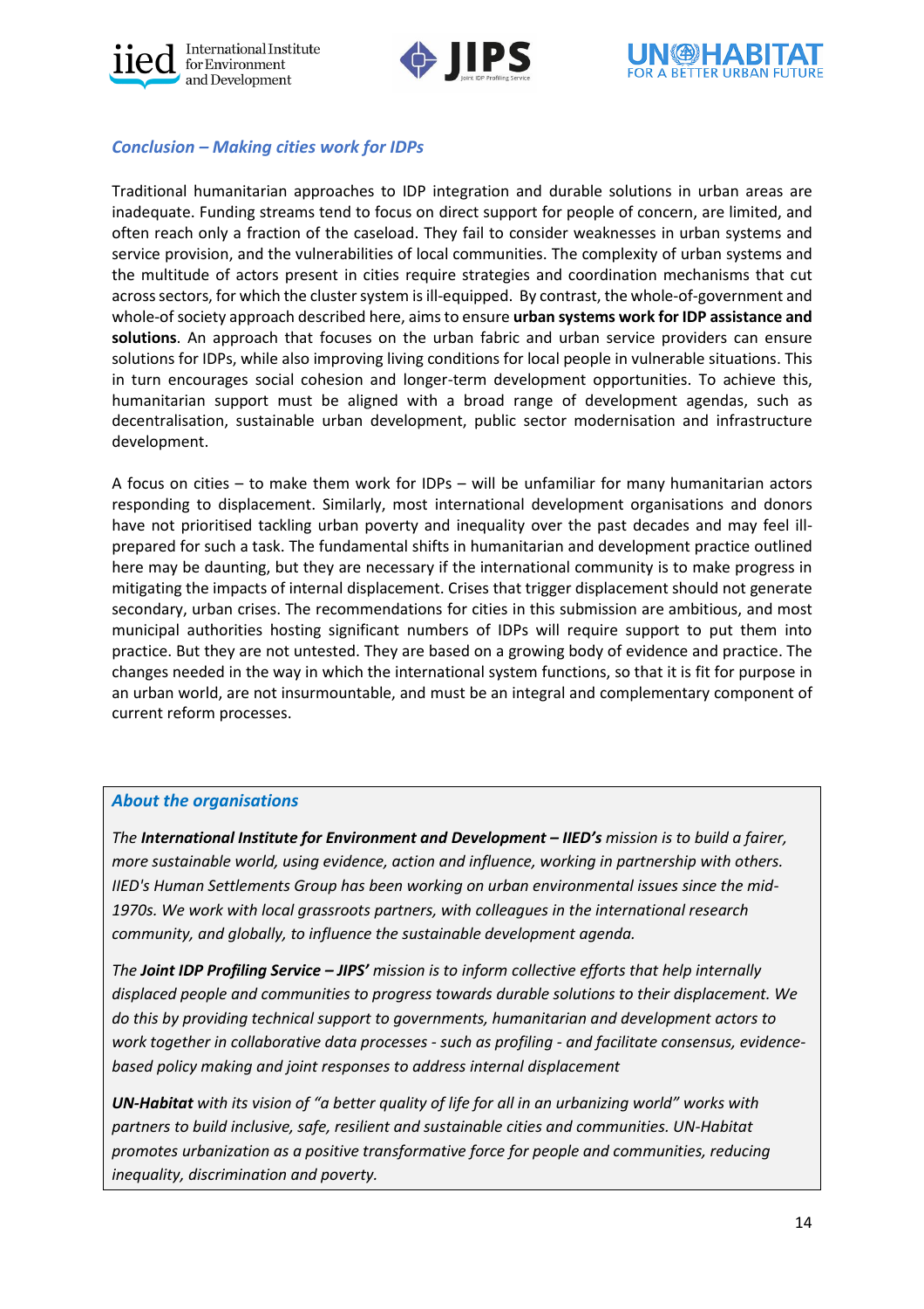## *Conclusion – Making cities work for IDPs*

Traditional humanitarian approaches to IDP integration and durable solutions in urban areas are inadequate. Funding streams tend to focus on direct support for people of concern, are limited, and often reach only a fraction of the caseload. They fail to consider weaknesses in urban systems and service provision, and the vulnerabilities of local communities. The complexity of urban systems and the multitude of actors present in cities require strategies and coordination mechanisms that cut across sectors, for which the cluster system is ill-equipped. By contrast, the whole-of-government and whole-of society approach described here, aims to ensure **urban systems work for IDP assistance and solutions**. An approach that focuses on the urban fabric and urban service providers can ensure solutions for IDPs, while also improving living conditions for local people in vulnerable situations. This in turn encourages social cohesion and longer-term development opportunities. To achieve this, humanitarian support must be aligned with a broad range of development agendas, such as decentralisation, sustainable urban development, public sector modernisation and infrastructure development.

A focus on cities – to make them work for IDPs – will be unfamiliar for many humanitarian actors responding to displacement. Similarly, most international development organisations and donors have not prioritised tackling urban poverty and inequality over the past decades and may feel ill-prepared for such a task. The fundamental shifts in humanitarian and development practice outlined here may be daunting, but they are necessary if the international community is to make progress in mitigating the impacts of internal displacement. Crises that trigger displacement should not generate secondary, urban crises. The recommendations for cities in this submission are ambitious, and most municipal authorities hosting significant numbers of IDPs will require support to put them into practice. But they are not untested. They are based on a growing body of evidence and practice. The changes needed in the way in which the international system functions, so that it is fit for purpose in an urban world, are not insurmountable, and must be an integral and complementary component of current reform processes.

### *About the organisations*

*The **International Institute for Environment and Development – IIED's** mission is to build a fairer, more sustainable world, using evidence, action and influence, working in partnership with others. IIED's Human Settlements Group has been working on urban environmental issues since the mid-1970s. We work with local grassroots partners, with colleagues in the international research community, and globally, to influence the sustainable development agenda.*

*The **Joint IDP Profiling Service – JIPS'** mission is to inform collective efforts that help internally displaced people and communities to progress towards durable solutions to their displacement. We do this by providing technical support to governments, humanitarian and development actors to work together in collaborative data processes - such as profiling - and facilitate consensus, evidence-based policy making and joint responses to address internal displacement*

***UN-Habitat** with its vision of "a better quality of life for all in an urbanizing world" works with partners to build inclusive, safe, resilient and sustainable cities and communities. UN-Habitat promotes urbanization as a positive transformative force for people and communities, reducing inequality, discrimination and poverty.*